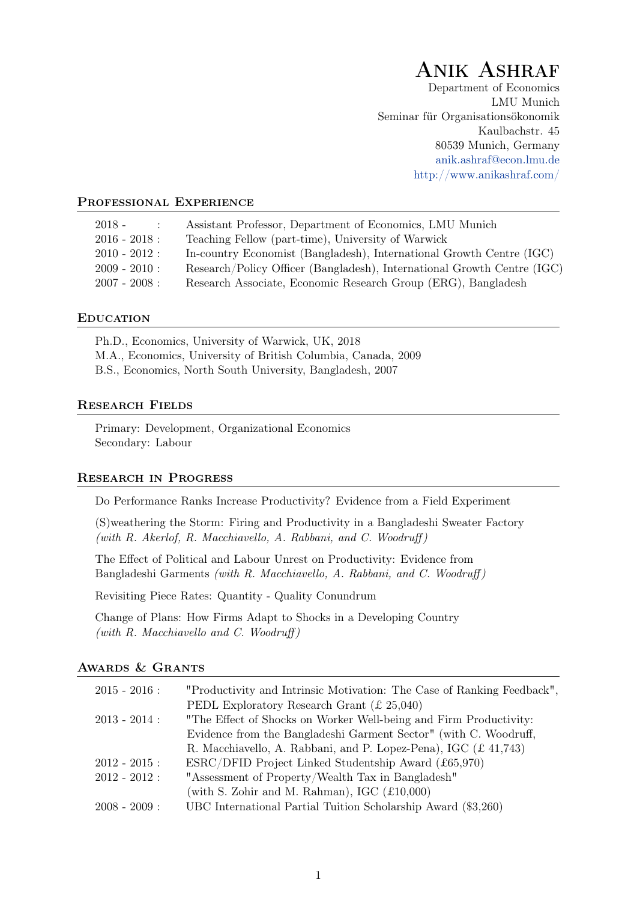# Anik Ashraf

Department of Economics
LMU Munich
Seminar für Organisationsökonomik
Kaulbachstr. 45
80539 Munich, Germany
anik.ashraf@econ.lmu.de
http://www.anikashraf.com/

## Professional Experience

| | |
|---|---|
| 2018 - : | Assistant Professor, Department of Economics, LMU Munich |
| 2016 - 2018 : | Teaching Fellow (part-time), University of Warwick |
| 2010 - 2012 : | In-country Economist (Bangladesh), International Growth Centre (IGC) |
| 2009 - 2010 : | Research/Policy Officer (Bangladesh), International Growth Centre (IGC) |
| 2007 - 2008 : | Research Associate, Economic Research Group (ERG), Bangladesh |

## Education

Ph.D., Economics, University of Warwick, UK, 2018
M.A., Economics, University of British Columbia, Canada, 2009
B.S., Economics, North South University, Bangladesh, 2007

## Research Fields

Primary: Development, Organizational Economics
Secondary: Labour

## Research in Progress

Do Performance Ranks Increase Productivity? Evidence from a Field Experiment

(S)weathering the Storm: Firing and Productivity in a Bangladeshi Sweater Factory *(with R. Akerlof, R. Macchiavello, A. Rabbani, and C. Woodruff)*

The Effect of Political and Labour Unrest on Productivity: Evidence from Bangladeshi Garments *(with R. Macchiavello, A. Rabbani, and C. Woodruff)*

Revisiting Piece Rates: Quantity - Quality Conundrum

Change of Plans: How Firms Adapt to Shocks in a Developing Country *(with R. Macchiavello and C. Woodruff)*

## Awards & Grants

| | |
|---|---|
| 2015 - 2016 : | "Productivity and Intrinsic Motivation: The Case of Ranking Feedback", PEDL Exploratory Research Grant (£ 25,040) |
| 2013 - 2014 : | "The Effect of Shocks on Worker Well-being and Firm Productivity: Evidence from the Bangladeshi Garment Sector" (with C. Woodruff, R. Macchiavello, A. Rabbani, and P. Lopez-Pena), IGC (£ 41,743) |
| 2012 - 2015 : | ESRC/DFID Project Linked Studentship Award (£65,970) |
| 2012 - 2012 : | "Assessment of Property/Wealth Tax in Bangladesh" (with S. Zohir and M. Rahman), IGC (£10,000) |
| 2008 - 2009 : | UBC International Partial Tuition Scholarship Award ($3,260) |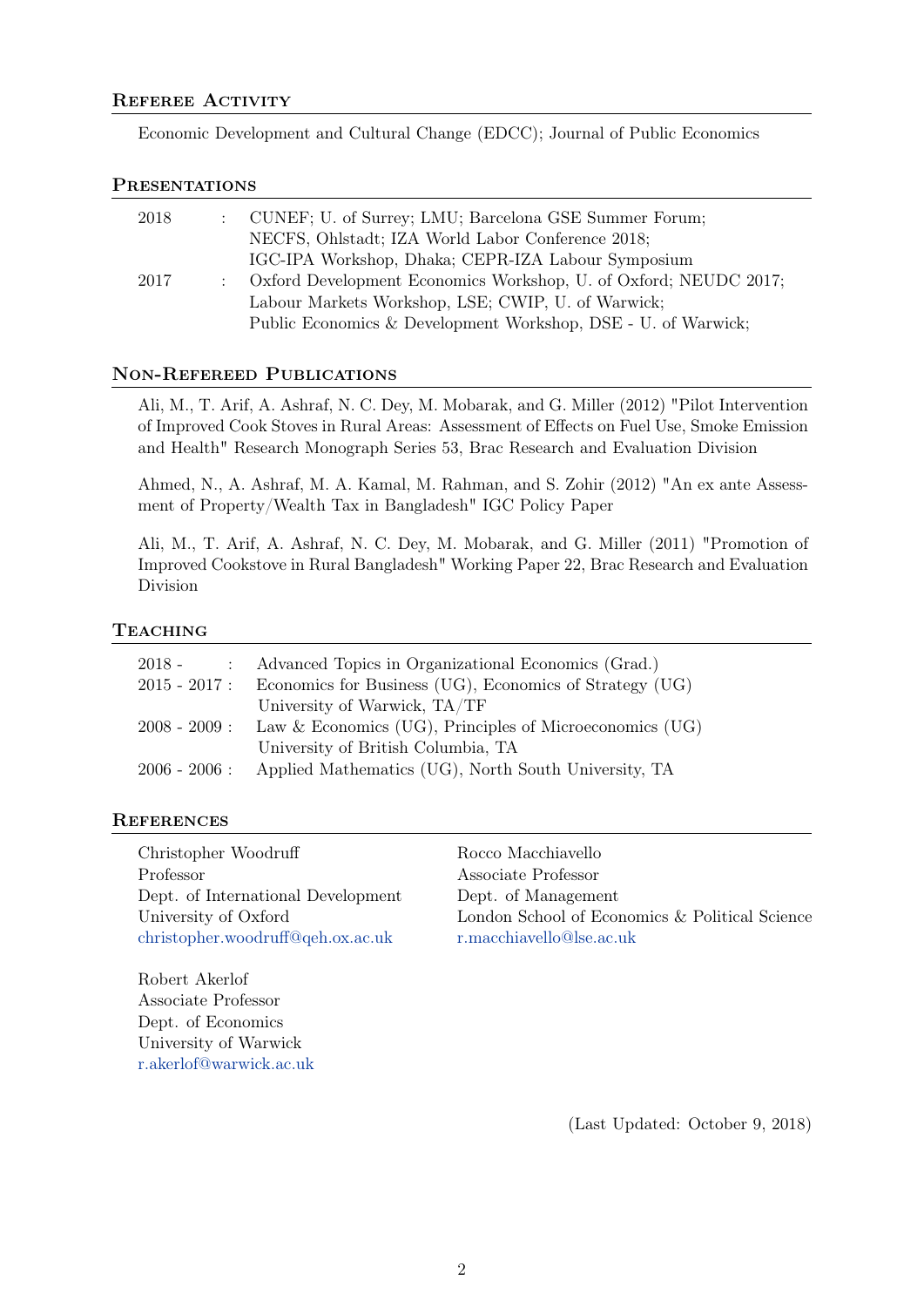## Referee Activity

Economic Development and Cultural Change (EDCC); Journal of Public Economics

## Presentations

| | | |
|---|---|---|
| 2018 | : | CUNEF; U. of Surrey; LMU; Barcelona GSE Summer Forum; NECFS, Ohlstadt; IZA World Labor Conference 2018; IGC-IPA Workshop, Dhaka; CEPR-IZA Labour Symposium |
| 2017 | : | Oxford Development Economics Workshop, U. of Oxford; NEUDC 2017; Labour Markets Workshop, LSE; CWIP, U. of Warwick; Public Economics & Development Workshop, DSE - U. of Warwick; |

## Non-Refereed Publications

Ali, M., T. Arif, A. Ashraf, N. C. Dey, M. Mobarak, and G. Miller (2012) "Pilot Intervention of Improved Cook Stoves in Rural Areas: Assessment of Effects on Fuel Use, Smoke Emission and Health" Research Monograph Series 53, Brac Research and Evaluation Division

Ahmed, N., A. Ashraf, M. A. Kamal, M. Rahman, and S. Zohir (2012) "An ex ante Assessment of Property/Wealth Tax in Bangladesh" IGC Policy Paper

Ali, M., T. Arif, A. Ashraf, N. C. Dey, M. Mobarak, and G. Miller (2011) "Promotion of Improved Cookstove in Rural Bangladesh" Working Paper 22, Brac Research and Evaluation Division

## Teaching

| | |
|---|---|
| 2018 - : | Advanced Topics in Organizational Economics (Grad.) |
| 2015 - 2017 : | Economics for Business (UG), Economics of Strategy (UG) University of Warwick, TA/TF |
| 2008 - 2009 : | Law & Economics (UG), Principles of Microeconomics (UG) University of British Columbia, TA |
| 2006 - 2006 : | Applied Mathematics (UG), North South University, TA |

## References

Christopher Woodruff
Professor
Dept. of International Development
University of Oxford
christopher.woodruff@qeh.ox.ac.uk

Rocco Macchiavello
Associate Professor
Dept. of Management
London School of Economics & Political Science
r.macchiavello@lse.ac.uk

Robert Akerlof
Associate Professor
Dept. of Economics
University of Warwick
r.akerlof@warwick.ac.uk

(Last Updated: October 9, 2018)